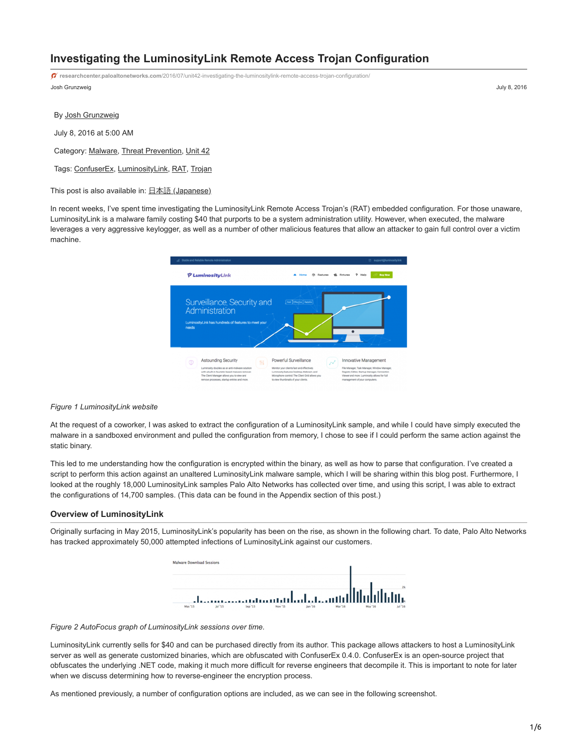# Investigating the LuminosityLink Remote Access Trojan Configuration

researchcenter.paloaltonetworks.com/2016/07/unit42-investigating-the-luminositylink-remote-access-trojan-configuration/

Josh Grunzweig July 8, 2016

By Josh Grunzweig

July 8, 2016 at 5:00 AM

Category: Malware, Threat Prevention, Unit 42

Tags: ConfuserEx, LuminosityLink, RAT, Trojan

This post is also available in: 日本語 (Japanese)

In recent weeks, I've spent time investigating the LuminosityLink Remote Access Trojan's (RAT) embedded configuration. For those unaware, LuminosityLink is a malware family costing $40 that purports to be a system administration utility. However, when executed, the malware leverages a very aggressive keylogger, as well as a number of other malicious features that allow an attacker to gain full control over a victim machine.

*Figure 1 LuminosityLink website*

At the request of a coworker, I was asked to extract the configuration of a LuminosityLink sample, and while I could have simply executed the malware in a sandboxed environment and pulled the configuration from memory, I chose to see if I could perform the same action against the static binary.

This led to me understanding how the configuration is encrypted within the binary, as well as how to parse that configuration. I've created a script to perform this action against an unaltered LuminosityLink malware sample, which I will be sharing within this blog post. Furthermore, I looked at the roughly 18,000 LuminosityLink samples Palo Alto Networks has collected over time, and using this script, I was able to extract the configurations of 14,700 samples. (This data can be found in the Appendix section of this post.)

## Overview of LuminosityLink

Originally surfacing in May 2015, LuminosityLink's popularity has been on the rise, as shown in the following chart. To date, Palo Alto Networks has tracked approximately 50,000 attempted infections of LuminosityLink against our customers.

*Figure 2 AutoFocus graph of LuminosityLink sessions over time.*

LuminosityLink currently sells for $40 and can be purchased directly from its author. This package allows attackers to host a LuminosityLink server as well as generate customized binaries, which are obfuscated with ConfuserEx 0.4.0. ConfuserEx is an open-source project that obfuscates the underlying .NET code, making it much more difficult for reverse engineers that decompile it. This is important to note for later when we discuss determining how to reverse-engineer the encryption process.

As mentioned previously, a number of configuration options are included, as we can see in the following screenshot.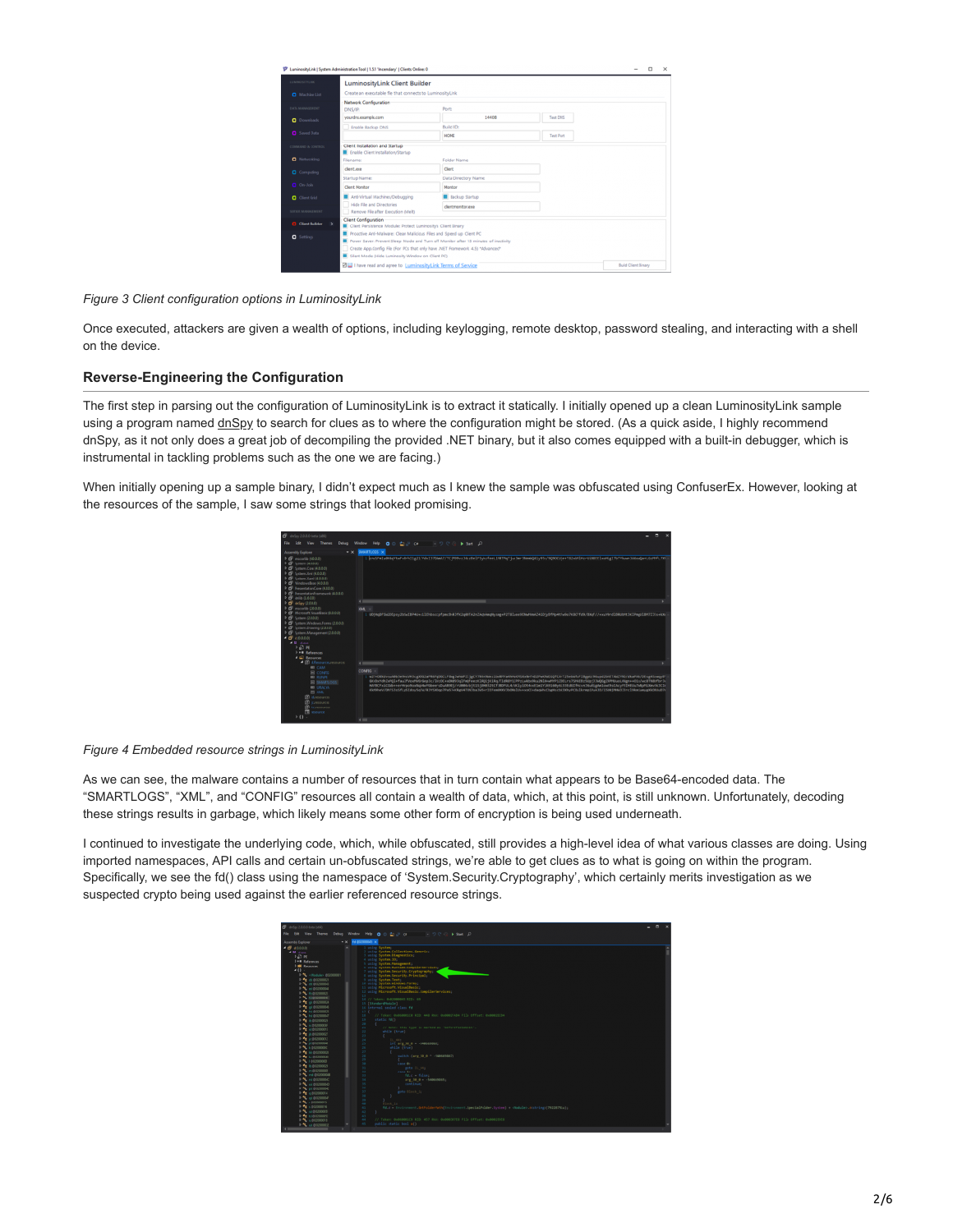*Figure 3 Client configuration options in LuminosityLink*

Once executed, attackers are given a wealth of options, including keylogging, remote desktop, password stealing, and interacting with a shell on the device.

## Reverse-Engineering the Configuration

The first step in parsing out the configuration of LuminosityLink is to extract it statically. I initially opened up a clean LuminosityLink sample using a program named dnSpy to search for clues as to where the configuration might be stored. (As a quick aside, I highly recommend dnSpy, as it not only does a great job of decompiling the provided .NET binary, but it also comes equipped with a built-in debugger, which is instrumental in tackling problems such as the one we are facing.)

When initially opening up a sample binary, I didn't expect much as I knew the sample was obfuscated using ConfuserEx. However, looking at the resources of the sample, I saw some strings that looked promising.

*Figure 4 Embedded resource strings in LuminosityLink*

As we can see, the malware contains a number of resources that in turn contain what appears to be Base64-encoded data. The "SMARTLOGS", "XML", and "CONFIG" resources all contain a wealth of data, which, at this point, is still unknown. Unfortunately, decoding these strings results in garbage, which likely means some other form of encryption is being used underneath.

I continued to investigate the underlying code, which, while obfuscated, still provides a high-level idea of what various classes are doing. Using imported namespaces, API calls and certain un-obfuscated strings, we're able to get clues as to what is going on within the program. Specifically, we see the fd() class using the namespace of 'System.Security.Cryptography', which certainly merits investigation as we suspected crypto being used against the earlier referenced resource strings.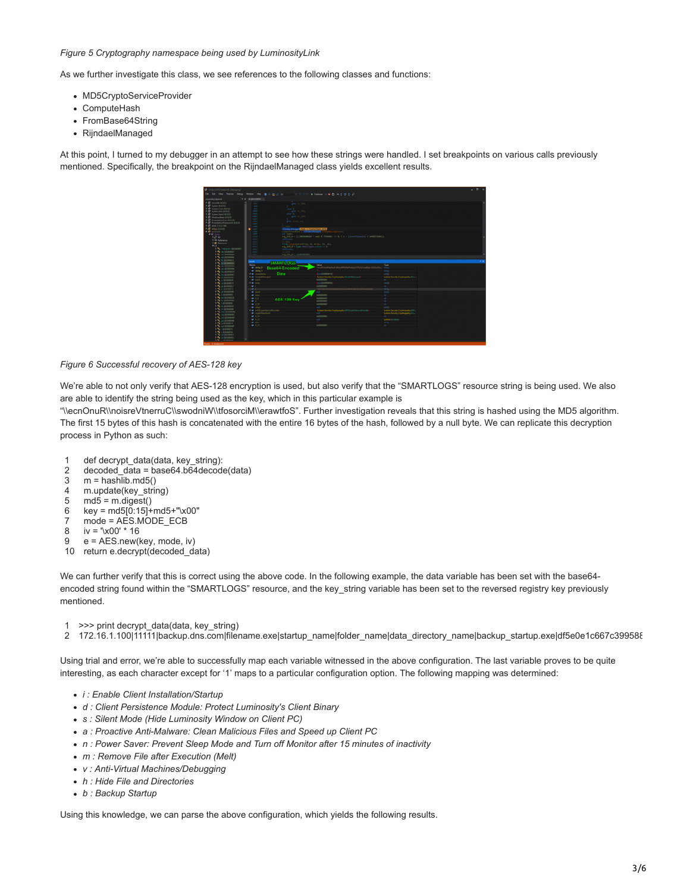*Figure 5 Cryptography namespace being used by LuminosityLink*

As we further investigate this class, we see references to the following classes and functions:

- MD5CryptoServiceProvider
- ComputeHash
- FromBase64String
- RijndaelManaged

At this point, I turned to my debugger in an attempt to see how these strings were handled. I set breakpoints on various calls previously mentioned. Specifically, the breakpoint on the RijndaelManaged class yields excellent results.

*Figure 6 Successful recovery of AES-128 key*

We're able to not only verify that AES-128 encryption is used, but also verify that the "SMARTLOGS" resource string is being used. We also are able to identify the string being used as the key, which in this particular example is "\\ecnOnuR\\noisreVtnerruC\\swodniW\\tfosorciM\\erawtfoS". Further investigation reveals that this string is hashed using the MD5 algorithm. The first 15 bytes of this hash is concatenated with the entire 16 bytes of the hash, followed by a null byte. We can replicate this decryption process in Python as such:

```
1   def decrypt_data(data, key_string):
2     decoded_data = base64.b64decode(data)
3     m = hashlib.md5()
4     m.update(key_string)
5     md5 = m.digest()
6     key = md5[0:15]+md5+"\x00"
7     mode = AES.MODE_ECB
8     iv = '\x00' * 16
9     e = AES.new(key, mode, iv)
10    return e.decrypt(decoded_data)
```

We can further verify that this is correct using the above code. In the following example, the data variable has been set with the base64-encoded string found within the "SMARTLOGS" resource, and the key_string variable has been set to the reversed registry key previously mentioned.

```
1   >>> print decrypt_data(data, key_string)
2   172.16.1.100|11111|backup.dns.com|filename.exe|startup_name|folder_name|data_directory_name|backup_startup.exe|df5e0e1c667c39958
```

Using trial and error, we're able to successfully map each variable witnessed in the above configuration. The last variable proves to be quite interesting, as each character except for '1' maps to a particular configuration option. The following mapping was determined:

- *i : Enable Client Installation/Startup*
- *d : Client Persistence Module: Protect Luminosity's Client Binary*
- *s : Silent Mode (Hide Luminosity Window on Client PC)*
- *a : Proactive Anti-Malware: Clean Malicious Files and Speed up Client PC*
- *n : Power Saver: Prevent Sleep Mode and Turn off Monitor after 15 minutes of inactivity*
- *m : Remove File after Execution (Melt)*
- *v : Anti-Virtual Machines/Debugging*
- *h : Hide File and Directories*
- *b : Backup Startup*

Using this knowledge, we can parse the above configuration, which yields the following results.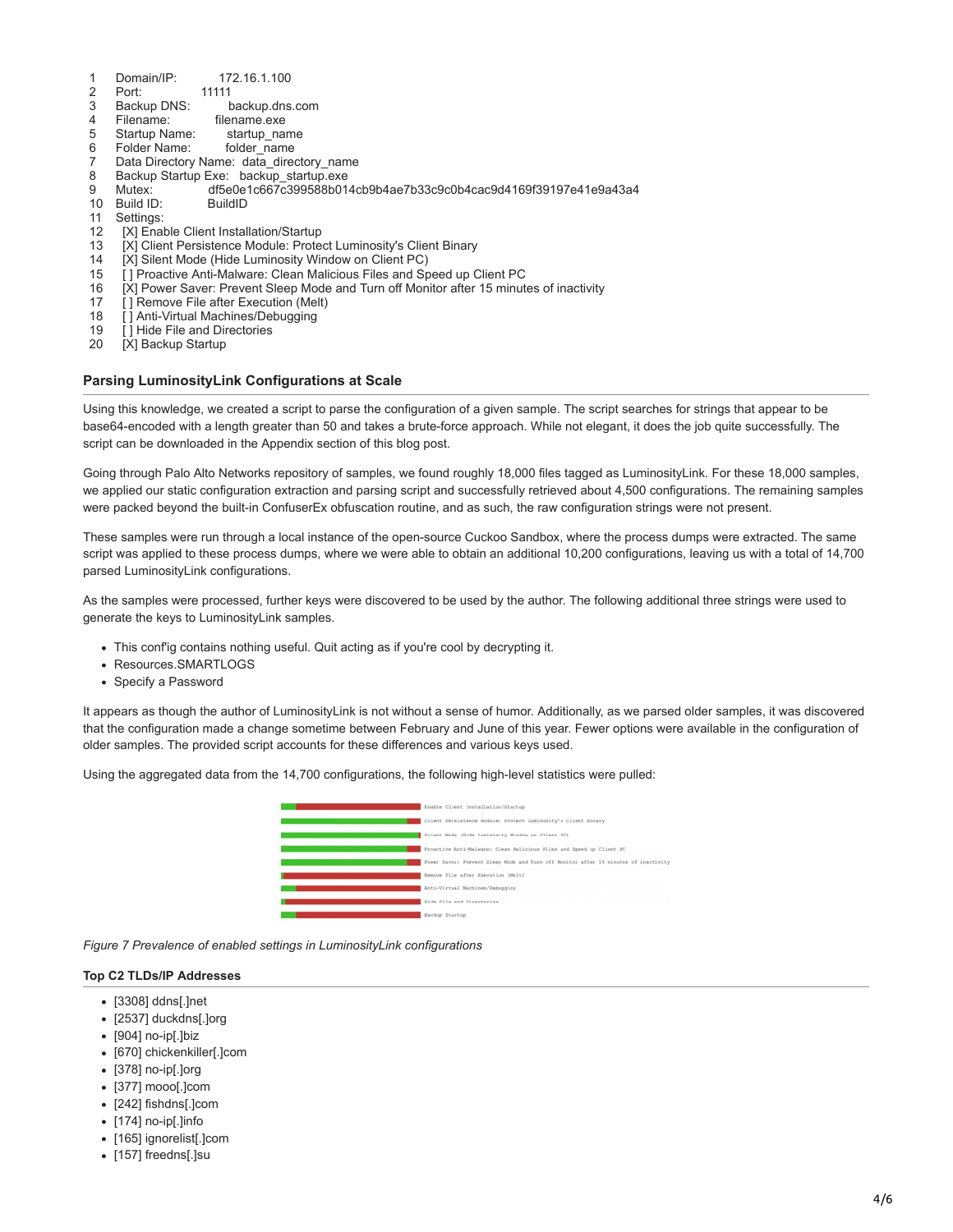```
1   Domain/IP:        172.16.1.100
2   Port:         11111
3   Backup DNS:        backup.dns.com
4   Filename:         filename.exe
5   Startup Name:       startup_name
6   Folder Name:        folder_name
7   Data Directory Name:  data_directory_name
8   Backup Startup Exe:   backup_startup.exe
9   Mutex:           df5e0e1c667c399588b014cb9b4ae7b33c9c0b4cac9d4169f39197e41e9a43a4
10  Build ID:         BuildID
11  Settings:
12    [X] Enable Client Installation/Startup
13    [X] Client Persistence Module: Protect Luminosity's Client Binary
14    [X] Silent Mode (Hide Luminosity Window on Client PC)
15    [ ] Proactive Anti-Malware: Clean Malicious Files and Speed up Client PC
16    [X] Power Saver: Prevent Sleep Mode and Turn off Monitor after 15 minutes of inactivity
17    [ ] Remove File after Execution (Melt)
18    [ ] Anti-Virtual Machines/Debugging
19    [ ] Hide File and Directories
20    [X] Backup Startup
```

### Parsing LuminosityLink Configurations at Scale

Using this knowledge, we created a script to parse the configuration of a given sample. The script searches for strings that appear to be base64-encoded with a length greater than 50 and takes a brute-force approach. While not elegant, it does the job quite successfully. The script can be downloaded in the Appendix section of this blog post.

Going through Palo Alto Networks repository of samples, we found roughly 18,000 files tagged as LuminosityLink. For these 18,000 samples, we applied our static configuration extraction and parsing script and successfully retrieved about 4,500 configurations. The remaining samples were packed beyond the built-in ConfuserEx obfuscation routine, and as such, the raw configuration strings were not present.

These samples were run through a local instance of the open-source Cuckoo Sandbox, where the process dumps were extracted. The same script was applied to these process dumps, where we were able to obtain an additional 10,200 configurations, leaving us with a total of 14,700 parsed LuminosityLink configurations.

As the samples were processed, further keys were discovered to be used by the author. The following additional three strings were used to generate the keys to LuminosityLink samples.

- This conf'ig contains nothing useful. Quit acting as if you're cool by decrypting it.
- Resources.SMARTLOGS
- Specify a Password

It appears as though the author of LuminosityLink is not without a sense of humor. Additionally, as we parsed older samples, it was discovered that the configuration made a change sometime between February and June of this year. Fewer options were available in the configuration of older samples. The provided script accounts for these differences and various keys used.

Using the aggregated data from the 14,700 configurations, the following high-level statistics were pulled:

*Figure 7 Prevalence of enabled settings in LuminosityLink configurations*

### Top C2 TLDs/IP Addresses

- [3308] ddns[.]net
- [2537] duckdns[.]org
- [904] no-ip[.]biz
- [670] chickenkiller[.]com
- [378] no-ip[.]org
- [377] mooo[.]com
- [242] fishdns[.]com
- [174] no-ip[.]info
- [165] ignorelist[.]com
- [157] freedns[.]su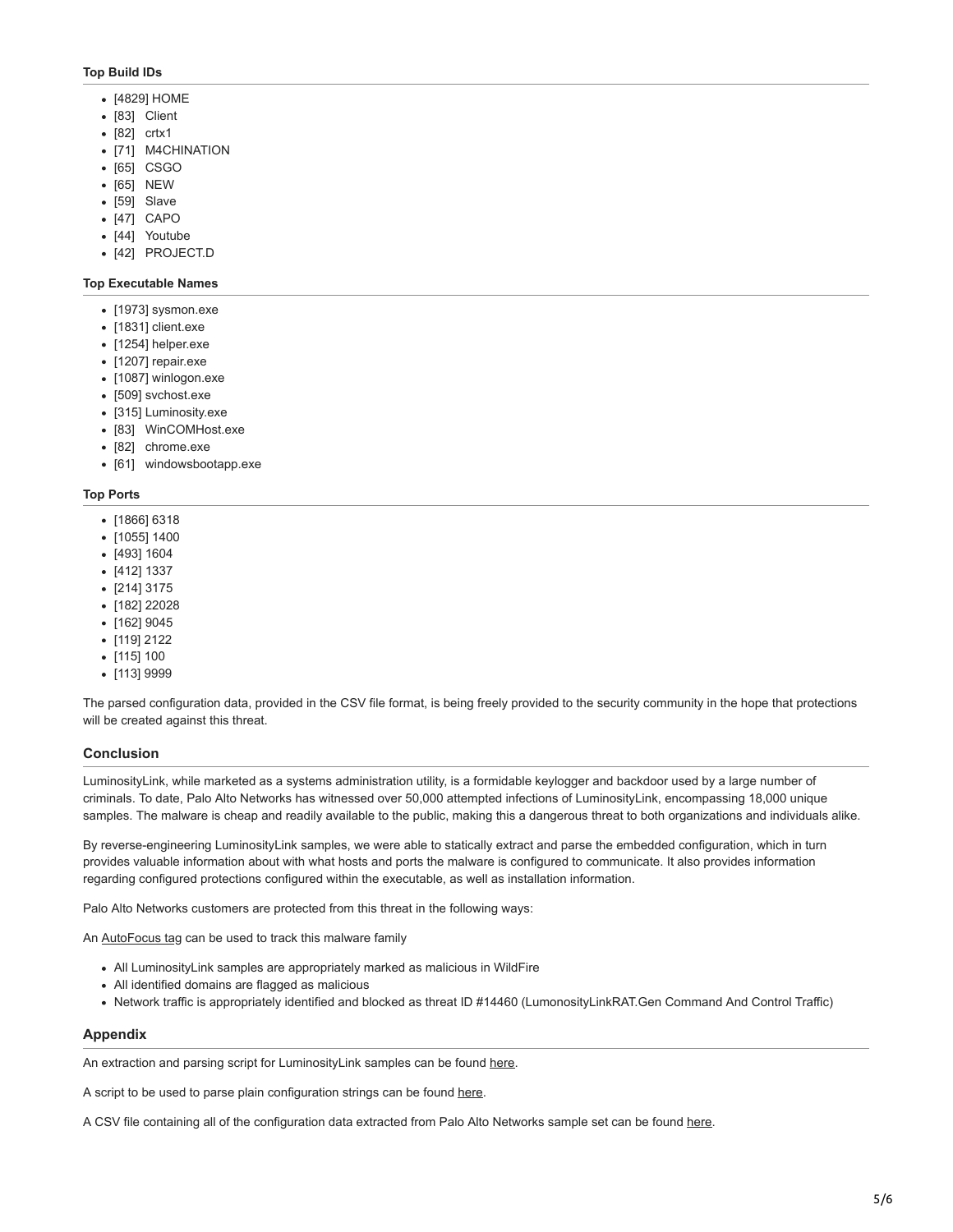#### Top Build IDs

- [4829] HOME
- [83] Client
- [82] crtx1
- [71] M4CHINATION
- [65] CSGO
- [65] NEW
- [59] Slave
- [47] CAPO
- [44] Youtube
- [42] PROJECT.D

#### Top Executable Names

- [1973] sysmon.exe
- [1831] client.exe
- [1254] helper.exe
- [1207] repair.exe
- [1087] winlogon.exe
- [509] svchost.exe
- [315] Luminosity.exe
- [83] WinCOMHost.exe
- [82] chrome.exe
- [61] windowsbootapp.exe

#### Top Ports

- [1866] 6318
- [1055] 1400
- [493] 1604
- [412] 1337
- [214] 3175
- [182] 22028
- [162] 9045
- [119] 2122
- [115] 100
- [113] 9999

The parsed configuration data, provided in the CSV file format, is being freely provided to the security community in the hope that protections will be created against this threat.

### Conclusion

LuminosityLink, while marketed as a systems administration utility, is a formidable keylogger and backdoor used by a large number of criminals. To date, Palo Alto Networks has witnessed over 50,000 attempted infections of LuminosityLink, encompassing 18,000 unique samples. The malware is cheap and readily available to the public, making this a dangerous threat to both organizations and individuals alike.

By reverse-engineering LuminosityLink samples, we were able to statically extract and parse the embedded configuration, which in turn provides valuable information about with what hosts and ports the malware is configured to communicate. It also provides information regarding configured protections configured within the executable, as well as installation information.

Palo Alto Networks customers are protected from this threat in the following ways:

An AutoFocus tag can be used to track this malware family

- All LuminosityLink samples are appropriately marked as malicious in WildFire
- All identified domains are flagged as malicious
- Network traffic is appropriately identified and blocked as threat ID #14460 (LumonosityLinkRAT.Gen Command And Control Traffic)

### Appendix

An extraction and parsing script for LuminosityLink samples can be found here.

A script to be used to parse plain configuration strings can be found here.

A CSV file containing all of the configuration data extracted from Palo Alto Networks sample set can be found here.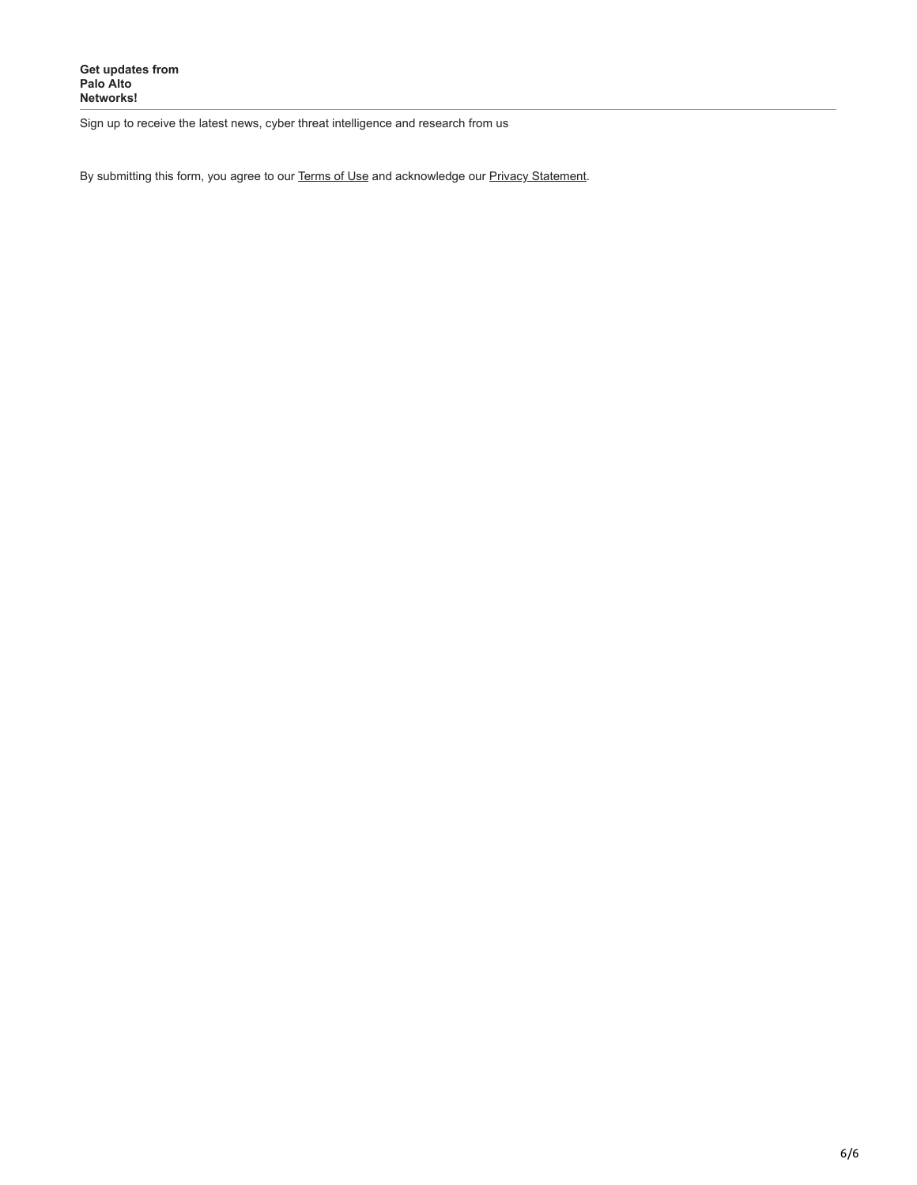**Get updates from Palo Alto Networks!**

Sign up to receive the latest news, cyber threat intelligence and research from us

By submitting this form, you agree to our Terms of Use and acknowledge our Privacy Statement.